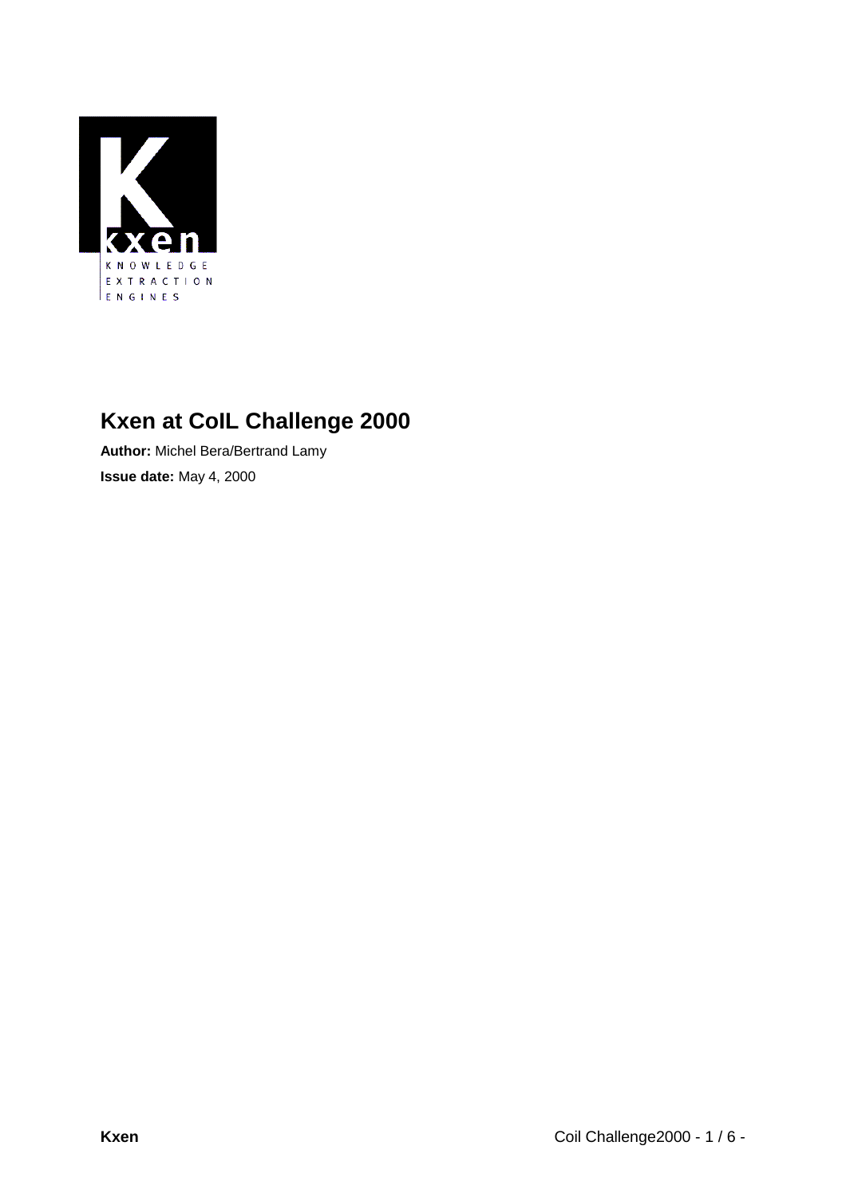# Kxen at CoIL Challenge 2000

**Author:** Michel Bera/Bertrand Lamy

**Issue date:** May 4, 2000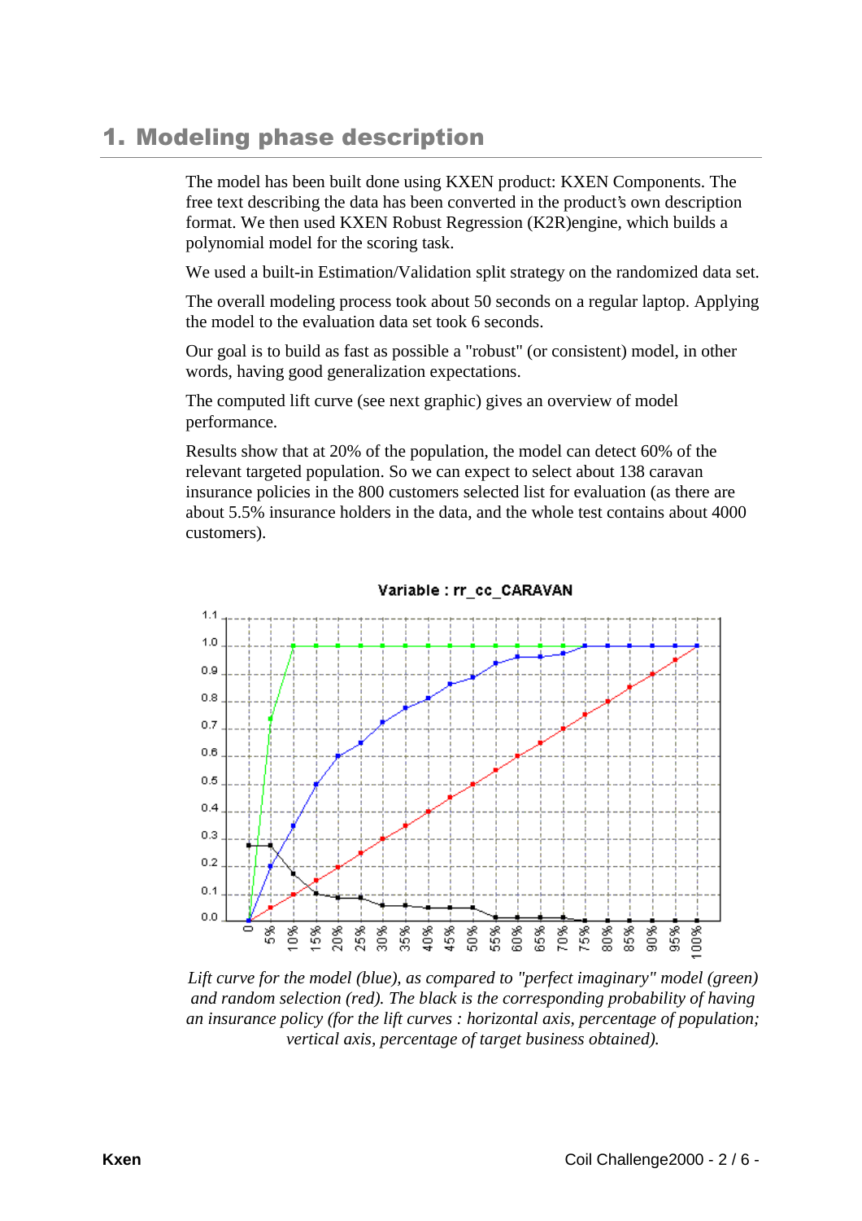# 1. Modeling phase description

The model has been built done using KXEN product: KXEN Components. The free text describing the data has been converted in the product's own description format. We then used KXEN Robust Regression (K2R)engine, which builds a polynomial model for the scoring task.

We used a built-in Estimation/Validation split strategy on the randomized data set.

The overall modeling process took about 50 seconds on a regular laptop. Applying the model to the evaluation data set took 6 seconds.

Our goal is to build as fast as possible a "robust" (or consistent) model, in other words, having good generalization expectations.

The computed lift curve (see next graphic) gives an overview of model performance.

Results show that at 20% of the population, the model can detect 60% of the relevant targeted population. So we can expect to select about 138 caravan insurance policies in the 800 customers selected list for evaluation (as there are about 5.5% insurance holders in the data, and the whole test contains about 4000 customers).

*Lift curve for the model (blue), as compared to "perfect imaginary" model (green) and random selection (red). The black is the corresponding probability of having an insurance policy (for the lift curves : horizontal axis, percentage of population; vertical axis, percentage of target business obtained).*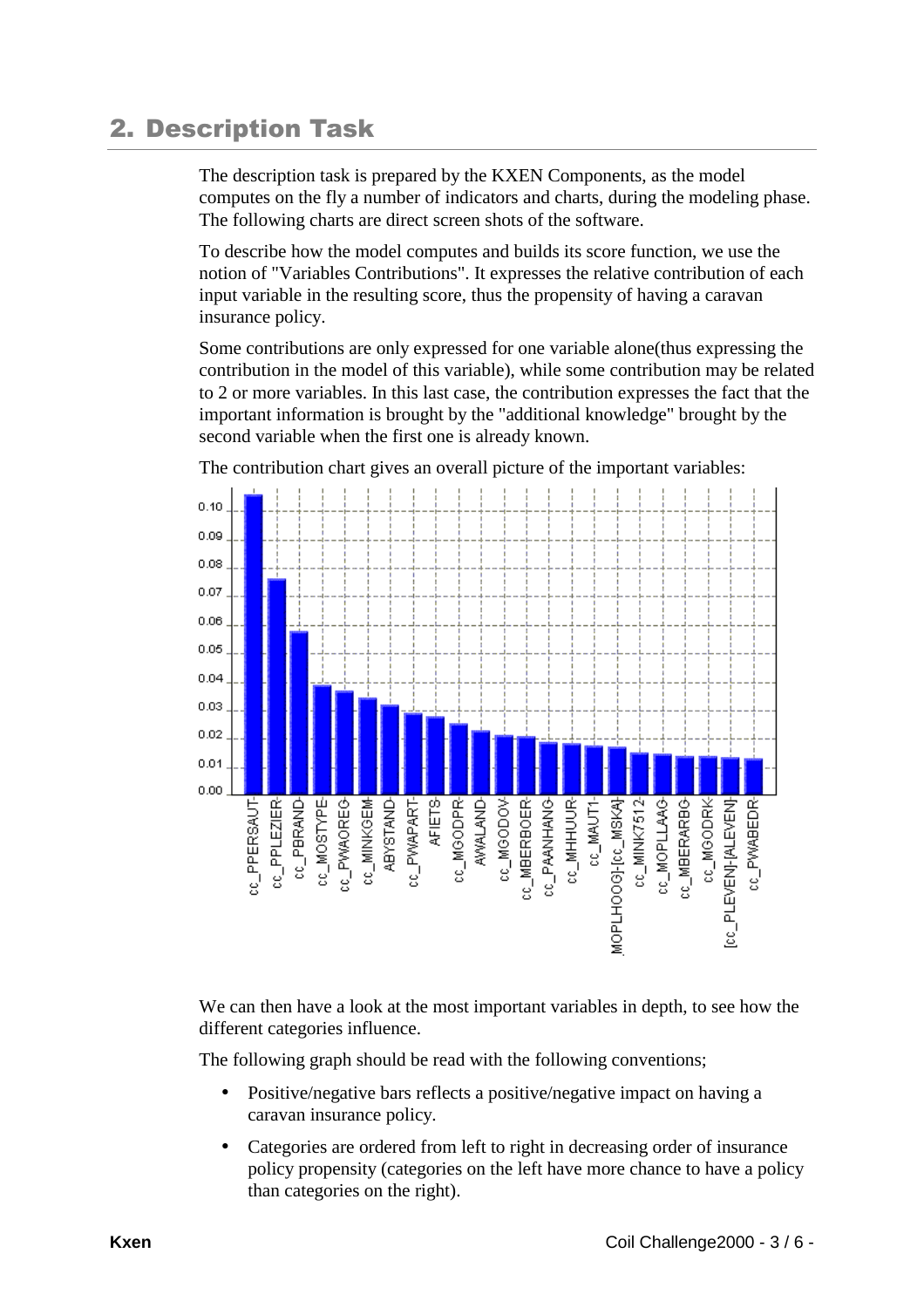## 2. Description Task

The description task is prepared by the KXEN Components, as the model computes on the fly a number of indicators and charts, during the modeling phase. The following charts are direct screen shots of the software.

To describe how the model computes and builds its score function, we use the notion of "Variables Contributions". It expresses the relative contribution of each input variable in the resulting score, thus the propensity of having a caravan insurance policy.

Some contributions are only expressed for one variable alone(thus expressing the contribution in the model of this variable), while some contribution may be related to 2 or more variables. In this last case, the contribution expresses the fact that the important information is brought by the "additional knowledge" brought by the second variable when the first one is already known.

The contribution chart gives an overall picture of the important variables:

We can then have a look at the most important variables in depth, to see how the different categories influence.

The following graph should be read with the following conventions;

- Positive/negative bars reflects a positive/negative impact on having a caravan insurance policy.
- Categories are ordered from left to right in decreasing order of insurance policy propensity (categories on the left have more chance to have a policy than categories on the right).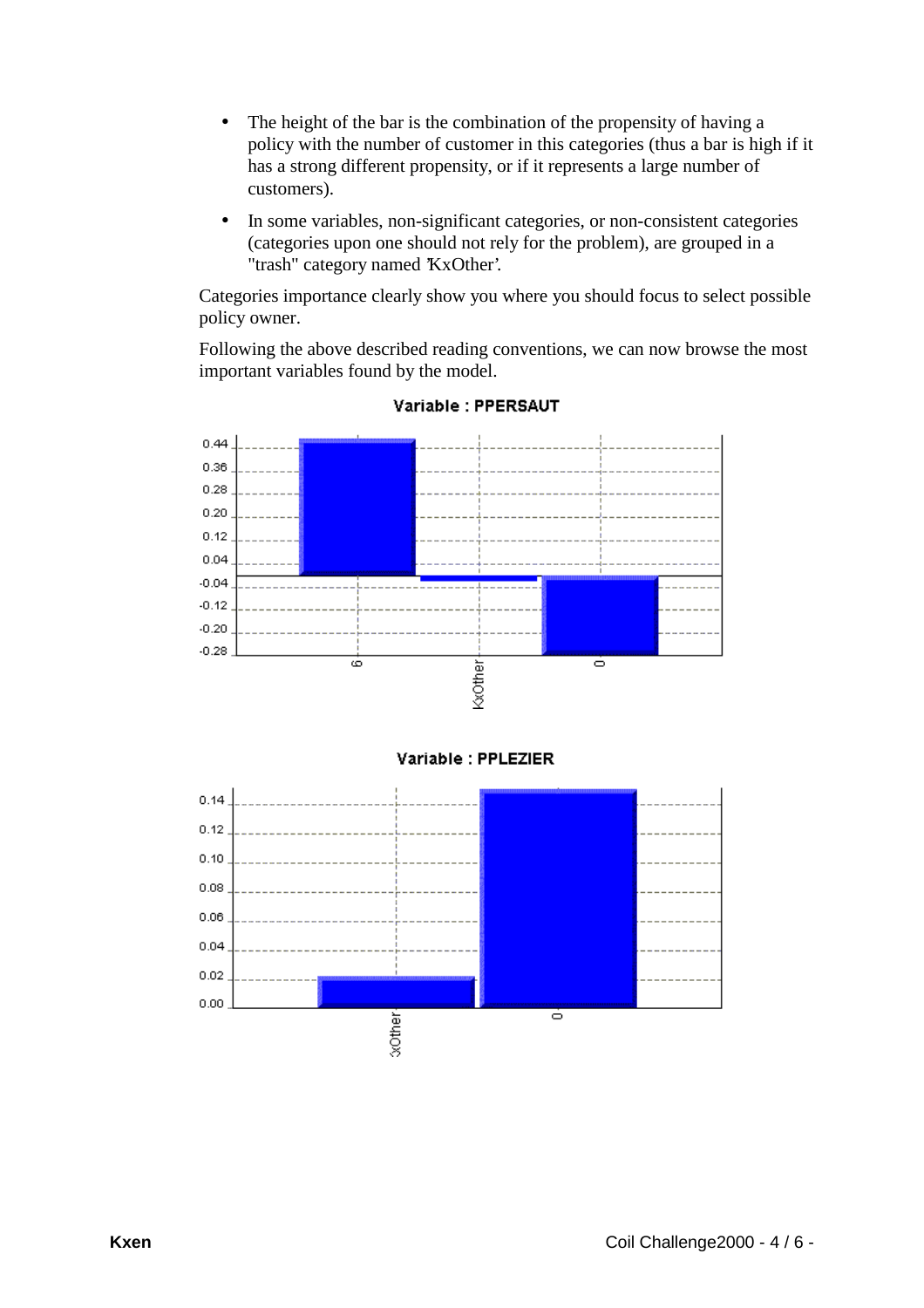- The height of the bar is the combination of the propensity of having a policy with the number of customer in this categories (thus a bar is high if it has a strong different propensity, or if it represents a large number of customers).
- In some variables, non-significant categories, or non-consistent categories (categories upon one should not rely for the problem), are grouped in a "trash" category named 'KxOther'.

Categories importance clearly show you where you should focus to select possible policy owner.

Following the above described reading conventions, we can now browse the most important variables found by the model.

**Variable : PPERSAUT**

**Variable : PPLEZIER**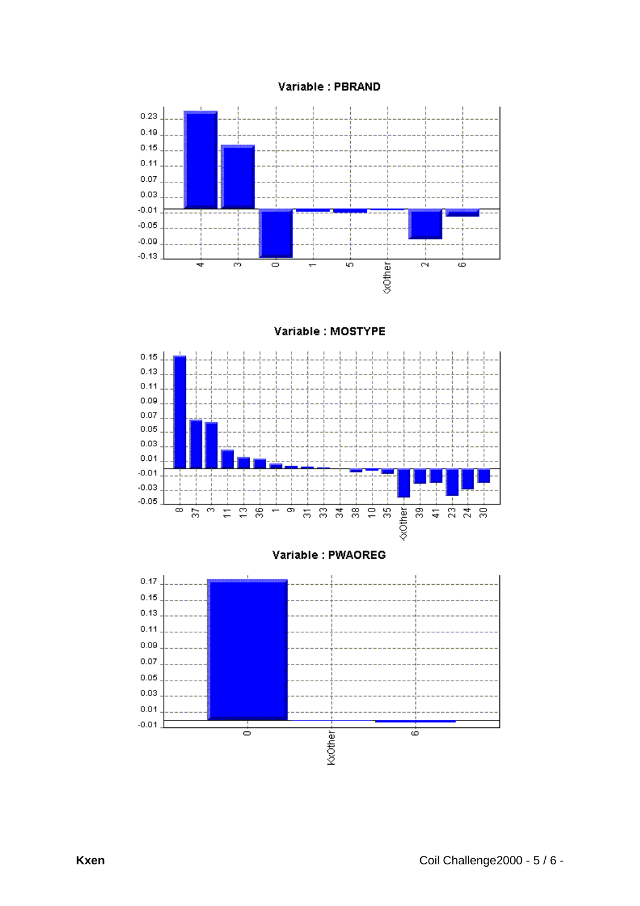Variable : PBRAND

| Category | 4 | 3 | 0 | 1 | 5 | KxOther | 2 | 6 |
|---|---|---|---|---|---|---|---|---|

Variable : MOSTYPE

| Category | 8 | 37 | 3 | 11 | 13 | 36 | 1 | 9 | 31 | 33 | 34 | 38 | 10 | 35 | KxOther | 39 | 41 | 23 | 24 | 30 |
|---|---|---|---|---|---|---|---|---|---|---|---|---|---|---|---|---|---|---|---|---|

Variable : PWAOREG

| Category | 0 | KxOther | 6 |
|---|---|---|---|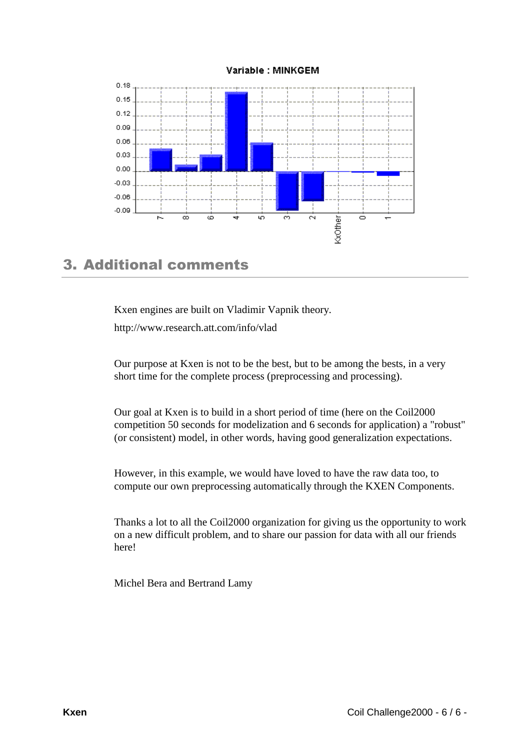Variable : MINKGEM

0.18
0.15
0.12
0.09
0.06
0.03
0.00
-0.03
-0.06
-0.09

7
8
6
4
5
3
2
KxOther
0
1

## 3. Additional comments

Kxen engines are built on Vladimir Vapnik theory.

http://www.research.att.com/info/vlad

Our purpose at Kxen is not to be the best, but to be among the bests, in a very short time for the complete process (preprocessing and processing).

Our goal at Kxen is to build in a short period of time (here on the Coil2000 competition 50 seconds for modelization and 6 seconds for application) a "robust" (or consistent) model, in other words, having good generalization expectations.

However, in this example, we would have loved to have the raw data too, to compute our own preprocessing automatically through the KXEN Components.

Thanks a lot to all the Coil2000 organization for giving us the opportunity to work on a new difficult problem, and to share our passion for data with all our friends here!

Michel Bera and Bertrand Lamy